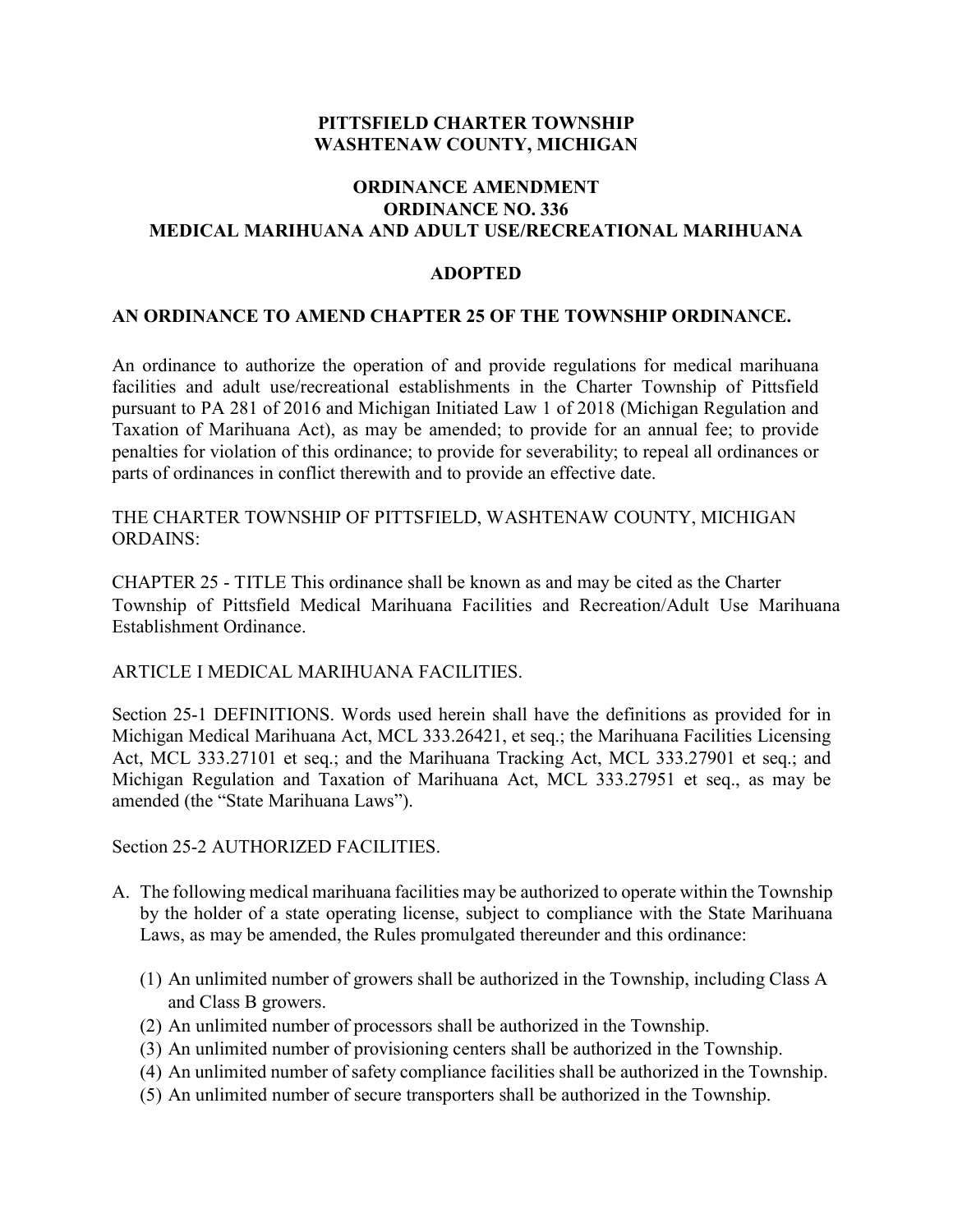# PITTSFIELD CHARTER TOWNSHIP
# WASHTENAW COUNTY, MICHIGAN

## ORDINANCE AMENDMENT
## ORDINANCE NO. 336
## MEDICAL MARIHUANA AND ADULT USE/RECREATIONAL MARIHUANA

## ADOPTED

**AN ORDINANCE TO AMEND CHAPTER 25 OF THE TOWNSHIP ORDINANCE.**

An ordinance to authorize the operation of and provide regulations for medical marihuana facilities and adult use/recreational establishments in the Charter Township of Pittsfield pursuant to PA 281 of 2016 and Michigan Initiated Law 1 of 2018 (Michigan Regulation and Taxation of Marihuana Act), as may be amended; to provide for an annual fee; to provide penalties for violation of this ordinance; to provide for severability; to repeal all ordinances or parts of ordinances in conflict therewith and to provide an effective date.

THE CHARTER TOWNSHIP OF PITTSFIELD, WASHTENAW COUNTY, MICHIGAN ORDAINS:

CHAPTER 25 - TITLE This ordinance shall be known as and may be cited as the Charter Township of Pittsfield Medical Marihuana Facilities and Recreation/Adult Use Marihuana Establishment Ordinance.

ARTICLE I MEDICAL MARIHUANA FACILITIES.

Section 25-1 DEFINITIONS. Words used herein shall have the definitions as provided for in Michigan Medical Marihuana Act, MCL 333.26421, et seq.; the Marihuana Facilities Licensing Act, MCL 333.27101 et seq.; and the Marihuana Tracking Act, MCL 333.27901 et seq.; and Michigan Regulation and Taxation of Marihuana Act, MCL 333.27951 et seq., as may be amended (the "State Marihuana Laws").

Section 25-2 AUTHORIZED FACILITIES.

A. The following medical marihuana facilities may be authorized to operate within the Township by the holder of a state operating license, subject to compliance with the State Marihuana Laws, as may be amended, the Rules promulgated thereunder and this ordinance:

   (1) An unlimited number of growers shall be authorized in the Township, including Class A and Class B growers.
   (2) An unlimited number of processors shall be authorized in the Township.
   (3) An unlimited number of provisioning centers shall be authorized in the Township.
   (4) An unlimited number of safety compliance facilities shall be authorized in the Township.
   (5) An unlimited number of secure transporters shall be authorized in the Township.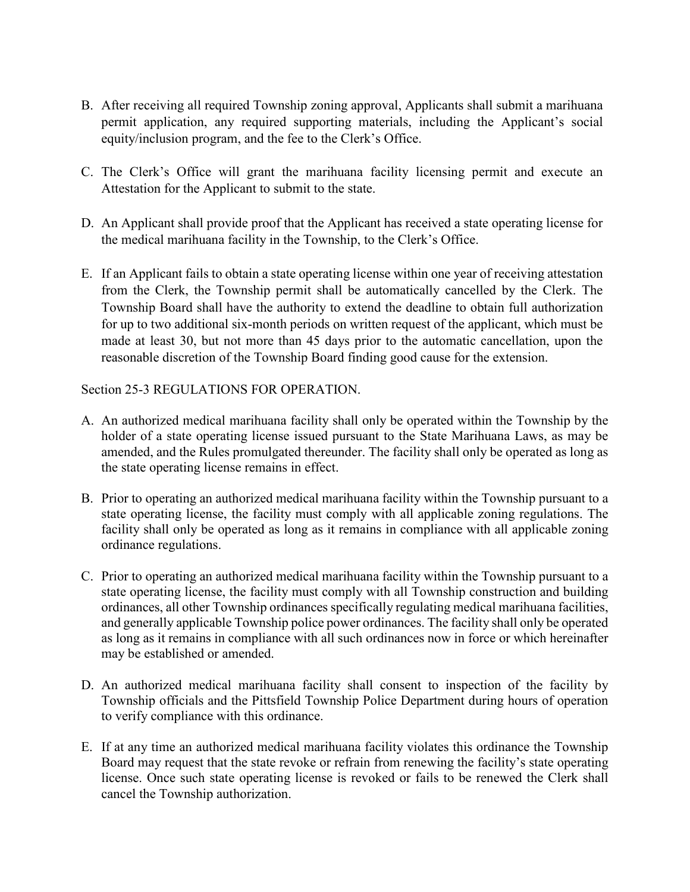B. After receiving all required Township zoning approval, Applicants shall submit a marihuana permit application, any required supporting materials, including the Applicant's social equity/inclusion program, and the fee to the Clerk's Office.

C. The Clerk's Office will grant the marihuana facility licensing permit and execute an Attestation for the Applicant to submit to the state.

D. An Applicant shall provide proof that the Applicant has received a state operating license for the medical marihuana facility in the Township, to the Clerk's Office.

E. If an Applicant fails to obtain a state operating license within one year of receiving attestation from the Clerk, the Township permit shall be automatically cancelled by the Clerk. The Township Board shall have the authority to extend the deadline to obtain full authorization for up to two additional six-month periods on written request of the applicant, which must be made at least 30, but not more than 45 days prior to the automatic cancellation, upon the reasonable discretion of the Township Board finding good cause for the extension.

Section 25-3 REGULATIONS FOR OPERATION.

A. An authorized medical marihuana facility shall only be operated within the Township by the holder of a state operating license issued pursuant to the State Marihuana Laws, as may be amended, and the Rules promulgated thereunder. The facility shall only be operated as long as the state operating license remains in effect.

B. Prior to operating an authorized medical marihuana facility within the Township pursuant to a state operating license, the facility must comply with all applicable zoning regulations. The facility shall only be operated as long as it remains in compliance with all applicable zoning ordinance regulations.

C. Prior to operating an authorized medical marihuana facility within the Township pursuant to a state operating license, the facility must comply with all Township construction and building ordinances, all other Township ordinances specifically regulating medical marihuana facilities, and generally applicable Township police power ordinances. The facility shall only be operated as long as it remains in compliance with all such ordinances now in force or which hereinafter may be established or amended.

D. An authorized medical marihuana facility shall consent to inspection of the facility by Township officials and the Pittsfield Township Police Department during hours of operation to verify compliance with this ordinance.

E. If at any time an authorized medical marihuana facility violates this ordinance the Township Board may request that the state revoke or refrain from renewing the facility's state operating license. Once such state operating license is revoked or fails to be renewed the Clerk shall cancel the Township authorization.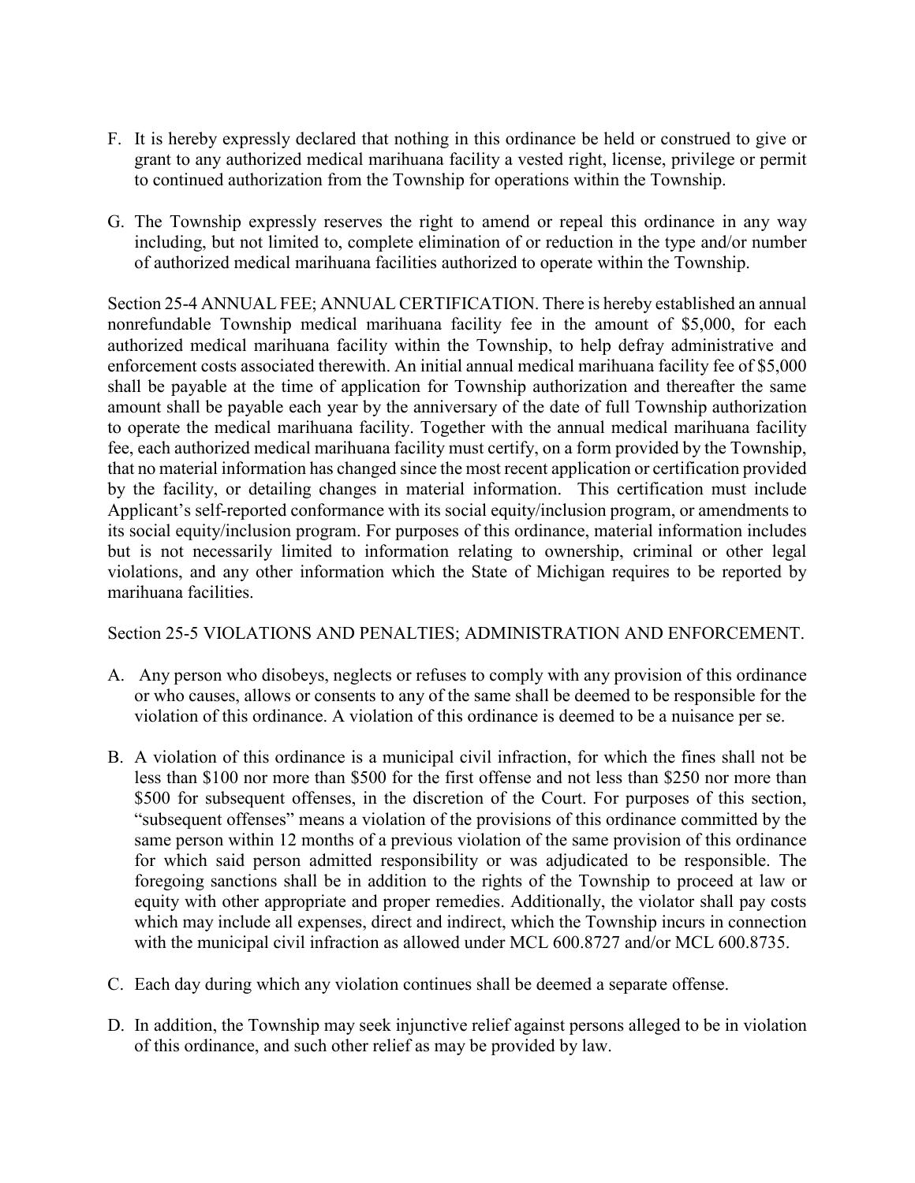F. It is hereby expressly declared that nothing in this ordinance be held or construed to give or grant to any authorized medical marihuana facility a vested right, license, privilege or permit to continued authorization from the Township for operations within the Township.

G. The Township expressly reserves the right to amend or repeal this ordinance in any way including, but not limited to, complete elimination of or reduction in the type and/or number of authorized medical marihuana facilities authorized to operate within the Township.

Section 25-4 ANNUAL FEE; ANNUAL CERTIFICATION. There is hereby established an annual nonrefundable Township medical marihuana facility fee in the amount of $5,000, for each authorized medical marihuana facility within the Township, to help defray administrative and enforcement costs associated therewith. An initial annual medical marihuana facility fee of $5,000 shall be payable at the time of application for Township authorization and thereafter the same amount shall be payable each year by the anniversary of the date of full Township authorization to operate the medical marihuana facility. Together with the annual medical marihuana facility fee, each authorized medical marihuana facility must certify, on a form provided by the Township, that no material information has changed since the most recent application or certification provided by the facility, or detailing changes in material information. This certification must include Applicant's self-reported conformance with its social equity/inclusion program, or amendments to its social equity/inclusion program. For purposes of this ordinance, material information includes but is not necessarily limited to information relating to ownership, criminal or other legal violations, and any other information which the State of Michigan requires to be reported by marihuana facilities.

Section 25-5 VIOLATIONS AND PENALTIES; ADMINISTRATION AND ENFORCEMENT.

A. Any person who disobeys, neglects or refuses to comply with any provision of this ordinance or who causes, allows or consents to any of the same shall be deemed to be responsible for the violation of this ordinance. A violation of this ordinance is deemed to be a nuisance per se.

B. A violation of this ordinance is a municipal civil infraction, for which the fines shall not be less than $100 nor more than $500 for the first offense and not less than $250 nor more than $500 for subsequent offenses, in the discretion of the Court. For purposes of this section, "subsequent offenses" means a violation of the provisions of this ordinance committed by the same person within 12 months of a previous violation of the same provision of this ordinance for which said person admitted responsibility or was adjudicated to be responsible. The foregoing sanctions shall be in addition to the rights of the Township to proceed at law or equity with other appropriate and proper remedies. Additionally, the violator shall pay costs which may include all expenses, direct and indirect, which the Township incurs in connection with the municipal civil infraction as allowed under MCL 600.8727 and/or MCL 600.8735.

C. Each day during which any violation continues shall be deemed a separate offense.

D. In addition, the Township may seek injunctive relief against persons alleged to be in violation of this ordinance, and such other relief as may be provided by law.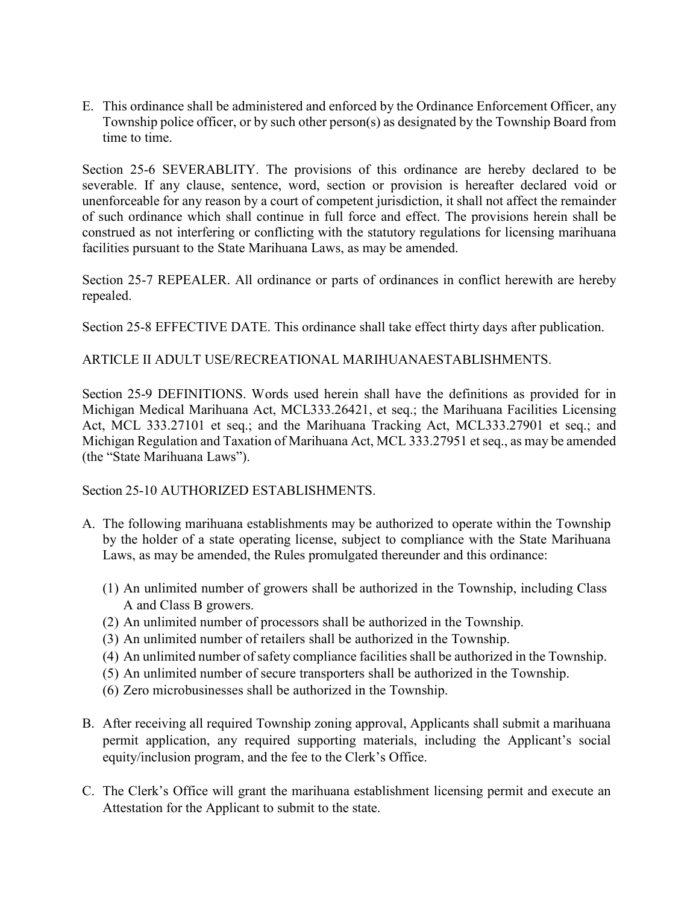E. This ordinance shall be administered and enforced by the Ordinance Enforcement Officer, any Township police officer, or by such other person(s) as designated by the Township Board from time to time.

Section 25-6 SEVERABLITY. The provisions of this ordinance are hereby declared to be severable. If any clause, sentence, word, section or provision is hereafter declared void or unenforceable for any reason by a court of competent jurisdiction, it shall not affect the remainder of such ordinance which shall continue in full force and effect. The provisions herein shall be construed as not interfering or conflicting with the statutory regulations for licensing marihuana facilities pursuant to the State Marihuana Laws, as may be amended.

Section 25-7 REPEALER. All ordinance or parts of ordinances in conflict herewith are hereby repealed.

Section 25-8 EFFECTIVE DATE. This ordinance shall take effect thirty days after publication.

ARTICLE II ADULT USE/RECREATIONAL MARIHUANAESTABLISHMENTS.

Section 25-9 DEFINITIONS. Words used herein shall have the definitions as provided for in Michigan Medical Marihuana Act, MCL333.26421, et seq.; the Marihuana Facilities Licensing Act, MCL 333.27101 et seq.; and the Marihuana Tracking Act, MCL333.27901 et seq.; and Michigan Regulation and Taxation of Marihuana Act, MCL 333.27951 et seq., as may be amended (the "State Marihuana Laws").

Section 25-10 AUTHORIZED ESTABLISHMENTS.

A. The following marihuana establishments may be authorized to operate within the Township by the holder of a state operating license, subject to compliance with the State Marihuana Laws, as may be amended, the Rules promulgated thereunder and this ordinance:

   (1) An unlimited number of growers shall be authorized in the Township, including Class A and Class B growers.
   (2) An unlimited number of processors shall be authorized in the Township.
   (3) An unlimited number of retailers shall be authorized in the Township.
   (4) An unlimited number of safety compliance facilities shall be authorized in the Township.
   (5) An unlimited number of secure transporters shall be authorized in the Township.
   (6) Zero microbusinesses shall be authorized in the Township.

B. After receiving all required Township zoning approval, Applicants shall submit a marihuana permit application, any required supporting materials, including the Applicant's social equity/inclusion program, and the fee to the Clerk's Office.

C. The Clerk's Office will grant the marihuana establishment licensing permit and execute an Attestation for the Applicant to submit to the state.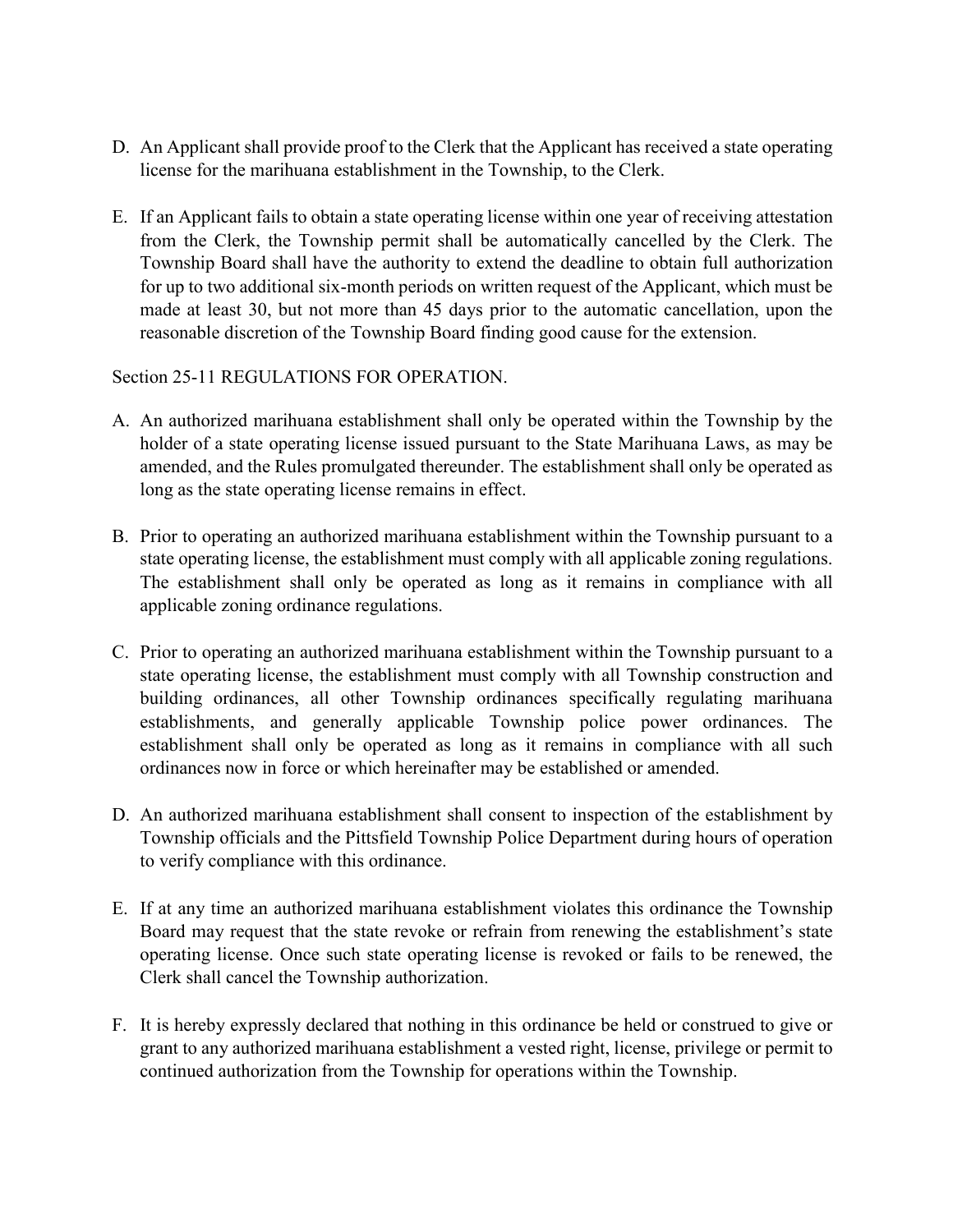D. An Applicant shall provide proof to the Clerk that the Applicant has received a state operating license for the marihuana establishment in the Township, to the Clerk.

E. If an Applicant fails to obtain a state operating license within one year of receiving attestation from the Clerk, the Township permit shall be automatically cancelled by the Clerk. The Township Board shall have the authority to extend the deadline to obtain full authorization for up to two additional six-month periods on written request of the Applicant, which must be made at least 30, but not more than 45 days prior to the automatic cancellation, upon the reasonable discretion of the Township Board finding good cause for the extension.

Section 25-11 REGULATIONS FOR OPERATION.

A. An authorized marihuana establishment shall only be operated within the Township by the holder of a state operating license issued pursuant to the State Marihuana Laws, as may be amended, and the Rules promulgated thereunder. The establishment shall only be operated as long as the state operating license remains in effect.

B. Prior to operating an authorized marihuana establishment within the Township pursuant to a state operating license, the establishment must comply with all applicable zoning regulations. The establishment shall only be operated as long as it remains in compliance with all applicable zoning ordinance regulations.

C. Prior to operating an authorized marihuana establishment within the Township pursuant to a state operating license, the establishment must comply with all Township construction and building ordinances, all other Township ordinances specifically regulating marihuana establishments, and generally applicable Township police power ordinances. The establishment shall only be operated as long as it remains in compliance with all such ordinances now in force or which hereinafter may be established or amended.

D. An authorized marihuana establishment shall consent to inspection of the establishment by Township officials and the Pittsfield Township Police Department during hours of operation to verify compliance with this ordinance.

E. If at any time an authorized marihuana establishment violates this ordinance the Township Board may request that the state revoke or refrain from renewing the establishment's state operating license. Once such state operating license is revoked or fails to be renewed, the Clerk shall cancel the Township authorization.

F. It is hereby expressly declared that nothing in this ordinance be held or construed to give or grant to any authorized marihuana establishment a vested right, license, privilege or permit to continued authorization from the Township for operations within the Township.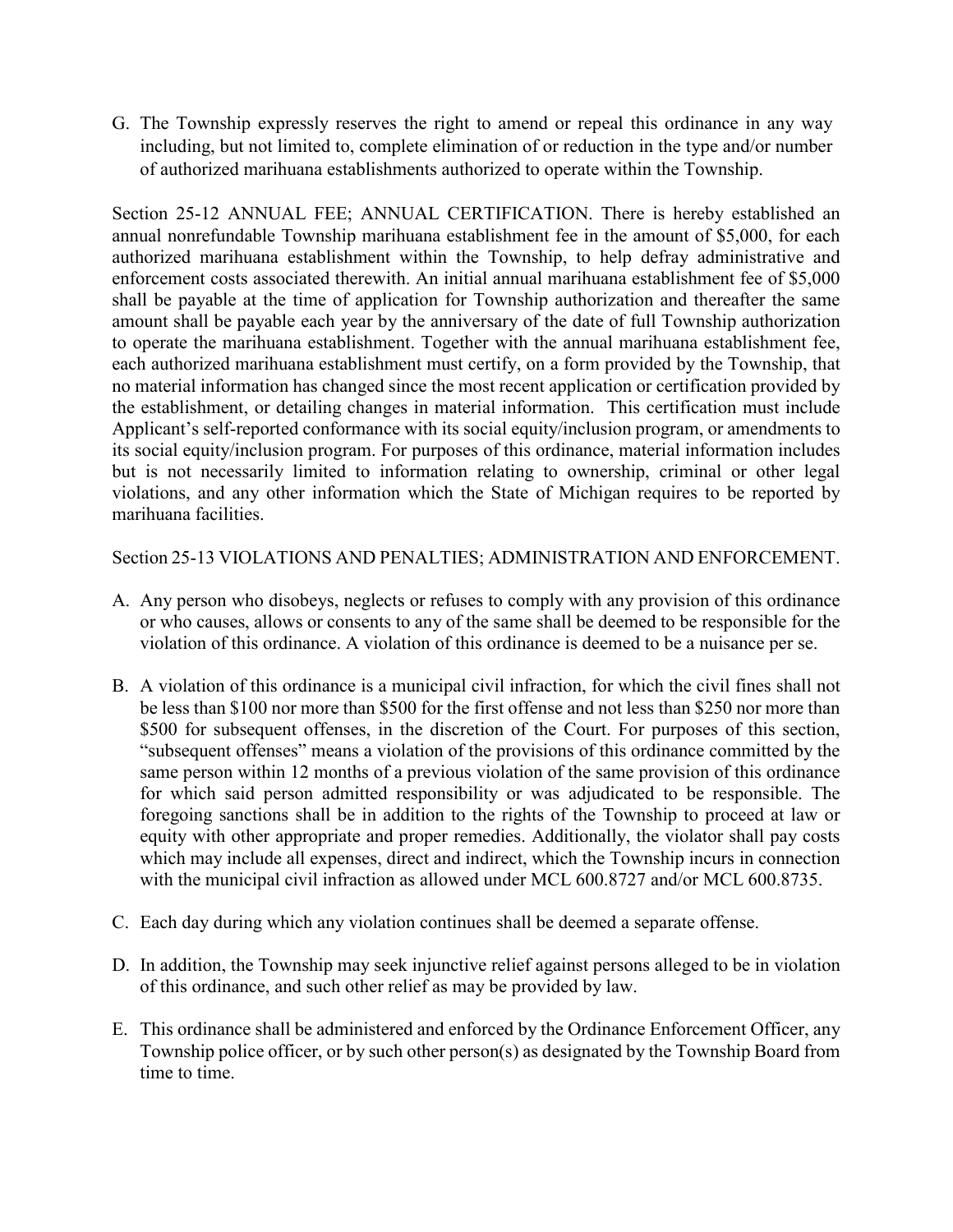G. The Township expressly reserves the right to amend or repeal this ordinance in any way including, but not limited to, complete elimination of or reduction in the type and/or number of authorized marihuana establishments authorized to operate within the Township.

Section 25-12 ANNUAL FEE; ANNUAL CERTIFICATION. There is hereby established an annual nonrefundable Township marihuana establishment fee in the amount of $5,000, for each authorized marihuana establishment within the Township, to help defray administrative and enforcement costs associated therewith. An initial annual marihuana establishment fee of $5,000 shall be payable at the time of application for Township authorization and thereafter the same amount shall be payable each year by the anniversary of the date of full Township authorization to operate the marihuana establishment. Together with the annual marihuana establishment fee, each authorized marihuana establishment must certify, on a form provided by the Township, that no material information has changed since the most recent application or certification provided by the establishment, or detailing changes in material information. This certification must include Applicant's self-reported conformance with its social equity/inclusion program, or amendments to its social equity/inclusion program. For purposes of this ordinance, material information includes but is not necessarily limited to information relating to ownership, criminal or other legal violations, and any other information which the State of Michigan requires to be reported by marihuana facilities.

Section 25-13 VIOLATIONS AND PENALTIES; ADMINISTRATION AND ENFORCEMENT.

A. Any person who disobeys, neglects or refuses to comply with any provision of this ordinance or who causes, allows or consents to any of the same shall be deemed to be responsible for the violation of this ordinance. A violation of this ordinance is deemed to be a nuisance per se.

B. A violation of this ordinance is a municipal civil infraction, for which the civil fines shall not be less than $100 nor more than $500 for the first offense and not less than $250 nor more than $500 for subsequent offenses, in the discretion of the Court. For purposes of this section, "subsequent offenses" means a violation of the provisions of this ordinance committed by the same person within 12 months of a previous violation of the same provision of this ordinance for which said person admitted responsibility or was adjudicated to be responsible. The foregoing sanctions shall be in addition to the rights of the Township to proceed at law or equity with other appropriate and proper remedies. Additionally, the violator shall pay costs which may include all expenses, direct and indirect, which the Township incurs in connection with the municipal civil infraction as allowed under MCL 600.8727 and/or MCL 600.8735.

C. Each day during which any violation continues shall be deemed a separate offense.

D. In addition, the Township may seek injunctive relief against persons alleged to be in violation of this ordinance, and such other relief as may be provided by law.

E. This ordinance shall be administered and enforced by the Ordinance Enforcement Officer, any Township police officer, or by such other person(s) as designated by the Township Board from time to time.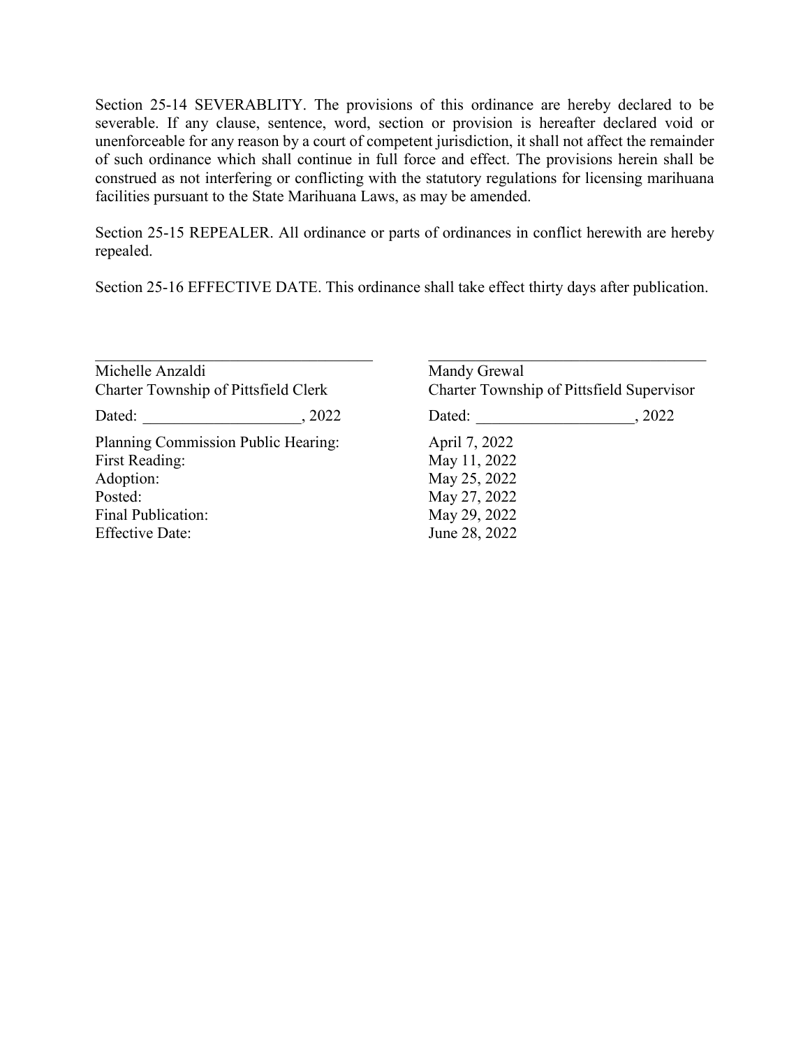Section 25-14 SEVERABLITY. The provisions of this ordinance are hereby declared to be severable. If any clause, sentence, word, section or provision is hereafter declared void or unenforceable for any reason by a court of competent jurisdiction, it shall not affect the remainder of such ordinance which shall continue in full force and effect. The provisions herein shall be construed as not interfering or conflicting with the statutory regulations for licensing marihuana facilities pursuant to the State Marihuana Laws, as may be amended.

Section 25-15 REPEALER. All ordinance or parts of ordinances in conflict herewith are hereby repealed.

Section 25-16 EFFECTIVE DATE. This ordinance shall take effect thirty days after publication.

| | |
|---|---|
| \_\_\_\_\_\_\_\_\_\_\_\_\_\_\_\_\_\_\_\_\_\_\_\_\_\_\_\_\_\_\_\_\_\_ | \_\_\_\_\_\_\_\_\_\_\_\_\_\_\_\_\_\_\_\_\_\_\_\_\_\_\_\_\_\_\_\_\_\_ |
| Michelle Anzaldi | Mandy Grewal |
| Charter Township of Pittsfield Clerk | Charter Township of Pittsfield Supervisor |
| Dated: \_\_\_\_\_\_\_\_\_\_\_\_\_\_\_\_\_\_\_\_, 2022 | Dated: \_\_\_\_\_\_\_\_\_\_\_\_\_\_\_\_\_\_\_\_, 2022 |
| Planning Commission Public Hearing: | April 7, 2022 |
| First Reading: | May 11, 2022 |
| Adoption: | May 25, 2022 |
| Posted: | May 27, 2022 |
| Final Publication: | May 29, 2022 |
| Effective Date: | June 28, 2022 |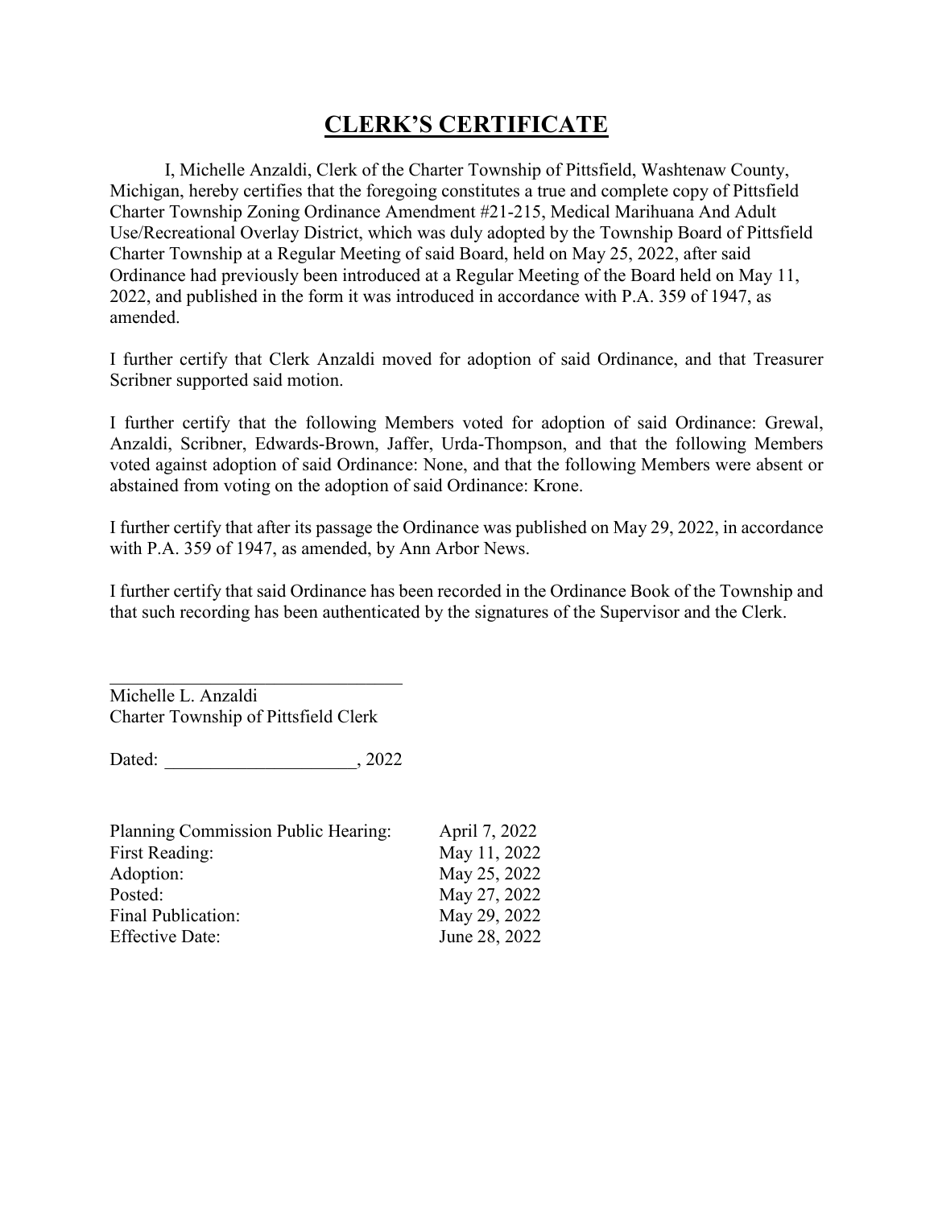# CLERK'S CERTIFICATE

I, Michelle Anzaldi, Clerk of the Charter Township of Pittsfield, Washtenaw County, Michigan, hereby certifies that the foregoing constitutes a true and complete copy of Pittsfield Charter Township Zoning Ordinance Amendment #21-215, Medical Marihuana And Adult Use/Recreational Overlay District, which was duly adopted by the Township Board of Pittsfield Charter Township at a Regular Meeting of said Board, held on May 25, 2022, after said Ordinance had previously been introduced at a Regular Meeting of the Board held on May 11, 2022, and published in the form it was introduced in accordance with P.A. 359 of 1947, as amended.

I further certify that Clerk Anzaldi moved for adoption of said Ordinance, and that Treasurer Scribner supported said motion.

I further certify that the following Members voted for adoption of said Ordinance: Grewal, Anzaldi, Scribner, Edwards-Brown, Jaffer, Urda-Thompson, and that the following Members voted against adoption of said Ordinance: None, and that the following Members were absent or abstained from voting on the adoption of said Ordinance: Krone.

I further certify that after its passage the Ordinance was published on May 29, 2022, in accordance with P.A. 359 of 1947, as amended, by Ann Arbor News.

I further certify that said Ordinance has been recorded in the Ordinance Book of the Township and that such recording has been authenticated by the signatures of the Supervisor and the Clerk.

\_\_\_\_\_\_\_\_\_\_\_\_\_\_\_\_\_\_\_\_\_\_\_\_\_\_\_\_\_\_\_\_
Michelle L. Anzaldi
Charter Township of Pittsfield Clerk

Dated: \_\_\_\_\_\_\_\_\_\_\_\_\_\_\_\_\_\_\_\_\_, 2022

| | |
|---|---|
| Planning Commission Public Hearing: | April 7, 2022 |
| First Reading: | May 11, 2022 |
| Adoption: | May 25, 2022 |
| Posted: | May 27, 2022 |
| Final Publication: | May 29, 2022 |
| Effective Date: | June 28, 2022 |